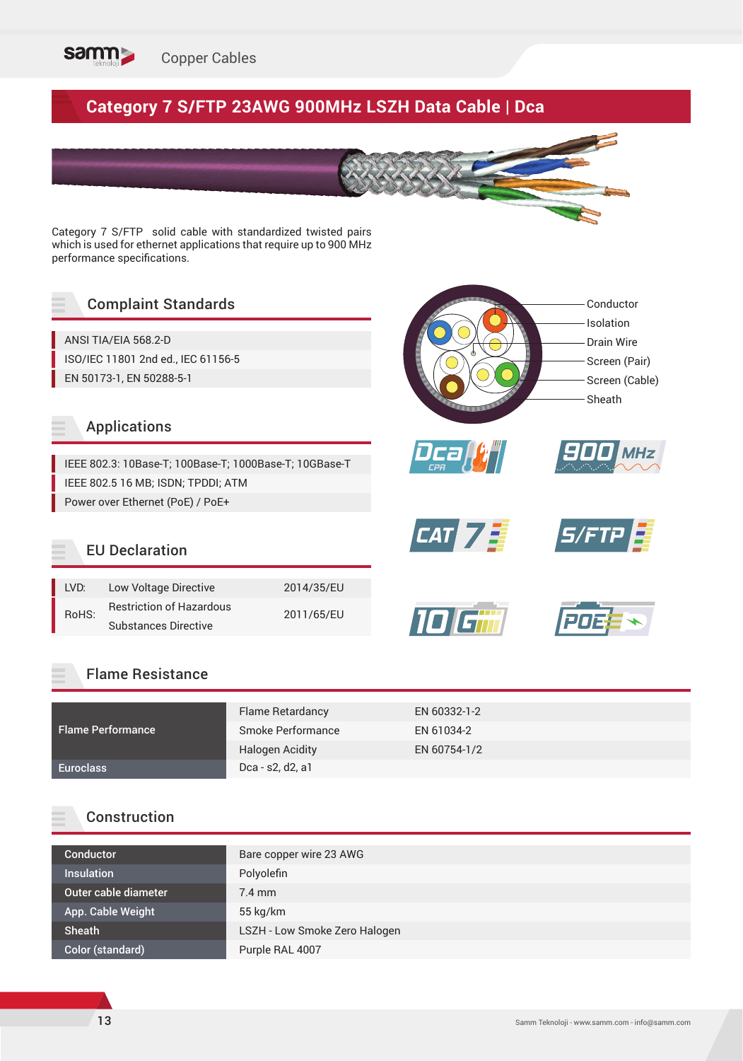# Category 7 S/FTP 23AWG 900MHz LSZH Data Cable | Dca

Category 7 S/FTP solid cable with standardized twisted pairs which is used for ethernet applications that require up to 900 MHz performance specifications.

Conductor
Isolation
Drain Wire
Screen (Pair)
Screen (Cable)
Sheath

## Complaint Standards

- ANSI TIA/EIA 568.2-D
- ISO/IEC 11801 2nd ed., IEC 61156-5
- EN 50173-1, EN 50288-5-1

## Applications

- IEEE 802.3: 10Base-T; 100Base-T; 1000Base-T; 10GBase-T
- IEEE 802.5 16 MB; ISDN; TPDDI; ATM
- Power over Ethernet (PoE) / PoE+

## EU Declaration

| | | |
|---|---|---|
| LVD: | Low Voltage Directive | 2014/35/EU |
| RoHS: | Restriction of Hazardous Substances Directive | 2011/65/EU |

## Flame Resistance

| | | |
|---|---|---|
| Flame Performance | Flame Retardancy | EN 60332-1-2 |
| | Smoke Performance | EN 61034-2 |
| | Halogen Acidity | EN 60754-1/2 |
| Euroclass | Dca - s2, d2, a1 | |

## Construction

| | |
|---|---|
| Conductor | Bare copper wire 23 AWG |
| Insulation | Polyolefin |
| Outer cable diameter | 7.4 mm |
| App. Cable Weight | 55 kg/km |
| Sheath | LSZH - Low Smoke Zero Halogen |
| Color (standard) | Purple RAL 4007 |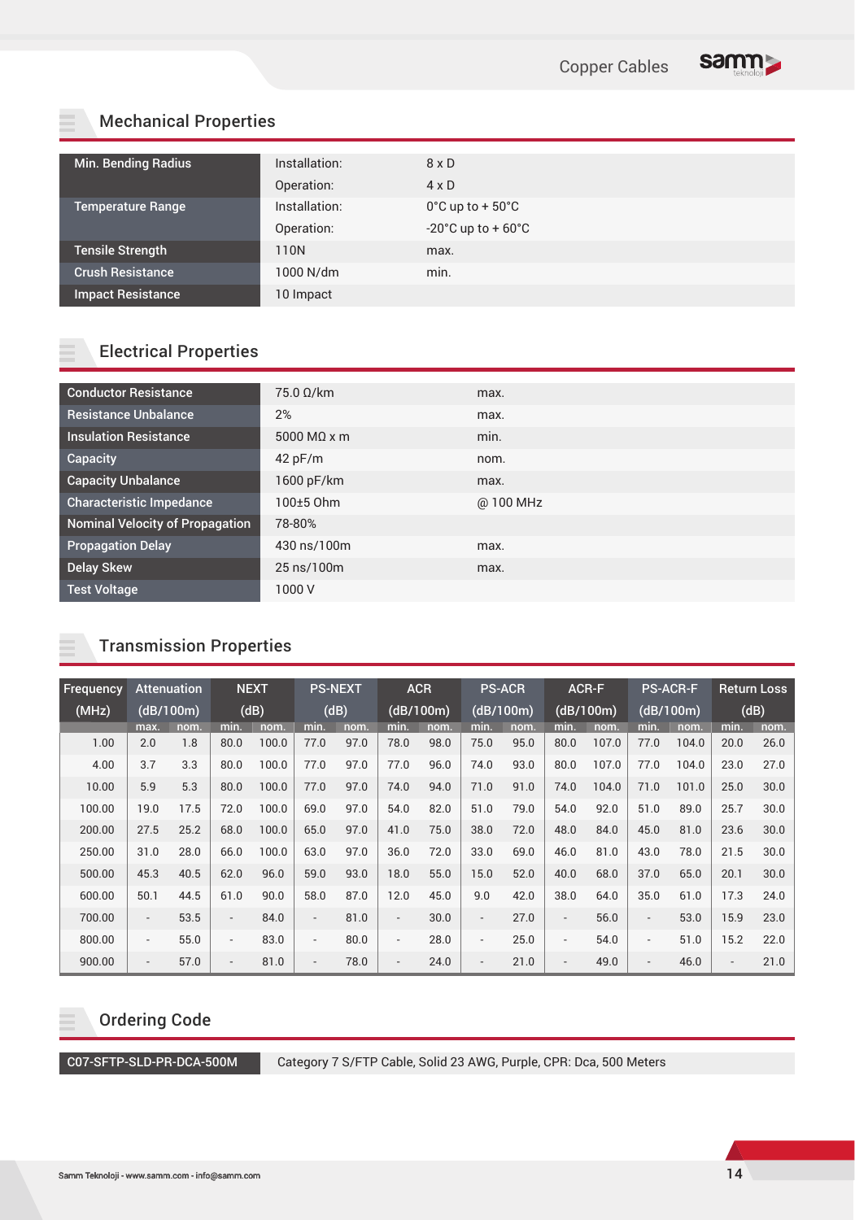## Mechanical Properties

| | | |
|---|---|---|
| Min. Bending Radius | Installation: | 8 x D |
| | Operation: | 4 x D |
| Temperature Range | Installation: | 0°C up to + 50°C |
| | Operation: | -20°C up to + 60°C |
| Tensile Strength | 110N | max. |
| Crush Resistance | 1000 N/dm | min. |
| Impact Resistance | 10 Impact | |

## Electrical Properties

| | | |
|---|---|---|
| Conductor Resistance | 75.0 Ω/km | max. |
| Resistance Unbalance | 2% | max. |
| Insulation Resistance | 5000 MΩ x m | min. |
| Capacity | 42 pF/m | nom. |
| Capacity Unbalance | 1600 pF/km | max. |
| Characteristic Impedance | 100±5 Ohm | @ 100 MHz |
| Nominal Velocity of Propagation | 78-80% | |
| Propagation Delay | 430 ns/100m | max. |
| Delay Skew | 25 ns/100m | max. |
| Test Voltage | 1000 V | |

## Transmission Properties

| Frequency (MHz) | Attenuation (dB/100m) | | NEXT (dB) | | PS-NEXT (dB) | | ACR (dB/100m) | | PS-ACR (dB/100m) | | ACR-F (dB/100m) | | PS-ACR-F (dB/100m) | | Return Loss (dB) | |
|---|---|---|---|---|---|---|---|---|---|---|---|---|---|---|---|---|
| | max. | nom. | min. | nom. | min. | nom. | min. | nom. | min. | nom. | min. | nom. | min. | nom. | min. | nom. |
| 1.00 | 2.0 | 1.8 | 80.0 | 100.0 | 77.0 | 97.0 | 78.0 | 98.0 | 75.0 | 95.0 | 80.0 | 107.0 | 77.0 | 104.0 | 20.0 | 26.0 |
| 4.00 | 3.7 | 3.3 | 80.0 | 100.0 | 77.0 | 97.0 | 77.0 | 96.0 | 74.0 | 93.0 | 80.0 | 107.0 | 77.0 | 104.0 | 23.0 | 27.0 |
| 10.00 | 5.9 | 5.3 | 80.0 | 100.0 | 77.0 | 97.0 | 74.0 | 94.0 | 71.0 | 91.0 | 74.0 | 104.0 | 71.0 | 101.0 | 25.0 | 30.0 |
| 100.00 | 19.0 | 17.5 | 72.0 | 100.0 | 69.0 | 97.0 | 54.0 | 82.0 | 51.0 | 79.0 | 54.0 | 92.0 | 51.0 | 89.0 | 25.7 | 30.0 |
| 200.00 | 27.5 | 25.2 | 68.0 | 100.0 | 65.0 | 97.0 | 41.0 | 75.0 | 38.0 | 72.0 | 48.0 | 84.0 | 45.0 | 81.0 | 23.6 | 30.0 |
| 250.00 | 31.0 | 28.0 | 66.0 | 100.0 | 63.0 | 97.0 | 36.0 | 72.0 | 33.0 | 69.0 | 46.0 | 81.0 | 43.0 | 78.0 | 21.5 | 30.0 |
| 500.00 | 45.3 | 40.5 | 62.0 | 96.0 | 59.0 | 93.0 | 18.0 | 55.0 | 15.0 | 52.0 | 40.0 | 68.0 | 37.0 | 65.0 | 20.1 | 30.0 |
| 600.00 | 50.1 | 44.5 | 61.0 | 90.0 | 58.0 | 87.0 | 12.0 | 45.0 | 9.0 | 42.0 | 38.0 | 64.0 | 35.0 | 61.0 | 17.3 | 24.0 |
| 700.00 | - | 53.5 | - | 84.0 | - | 81.0 | - | 30.0 | - | 27.0 | - | 56.0 | - | 53.0 | 15.9 | 23.0 |
| 800.00 | - | 55.0 | - | 83.0 | - | 80.0 | - | 28.0 | - | 25.0 | - | 54.0 | - | 51.0 | 15.2 | 22.0 |
| 900.00 | - | 57.0 | - | 81.0 | - | 78.0 | - | 24.0 | - | 21.0 | - | 49.0 | - | 46.0 | - | 21.0 |

## Ordering Code

| | |
|---|---|
| C07-SFTP-SLD-PR-DCA-500M | Category 7 S/FTP Cable, Solid 23 AWG, Purple, CPR: Dca, 500 Meters |